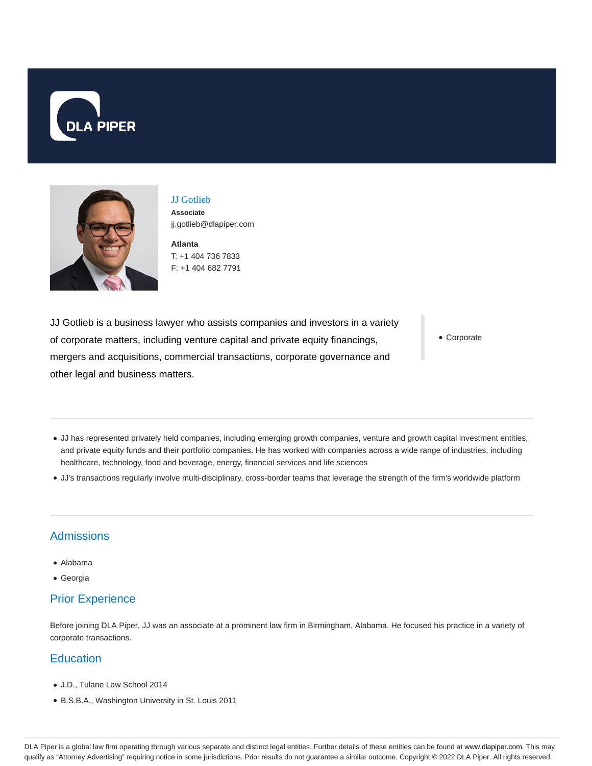DLA PIPER

## JJ Gotlieb

**Associate**
jj.gotlieb@dlapiper.com

**Atlanta**
T: +1 404 736 7833
F: +1 404 682 7791

JJ Gotlieb is a business lawyer who assists companies and investors in a variety of corporate matters, including venture capital and private equity financings, mergers and acquisitions, commercial transactions, corporate governance and other legal and business matters.

- Corporate

- JJ has represented privately held companies, including emerging growth companies, venture and growth capital investment entities, and private equity funds and their portfolio companies. He has worked with companies across a wide range of industries, including healthcare, technology, food and beverage, energy, financial services and life sciences
- JJ's transactions regularly involve multi-disciplinary, cross-border teams that leverage the strength of the firm's worldwide platform

## Admissions

- Alabama
- Georgia

## Prior Experience

Before joining DLA Piper, JJ was an associate at a prominent law firm in Birmingham, Alabama. He focused his practice in a variety of corporate transactions.

## Education

- J.D., Tulane Law School 2014
- B.S.B.A., Washington University in St. Louis 2011

DLA Piper is a global law firm operating through various separate and distinct legal entities. Further details of these entities can be found at www.dlapiper.com. This may qualify as "Attorney Advertising" requiring notice in some jurisdictions. Prior results do not guarantee a similar outcome. Copyright © 2022 DLA Piper. All rights reserved.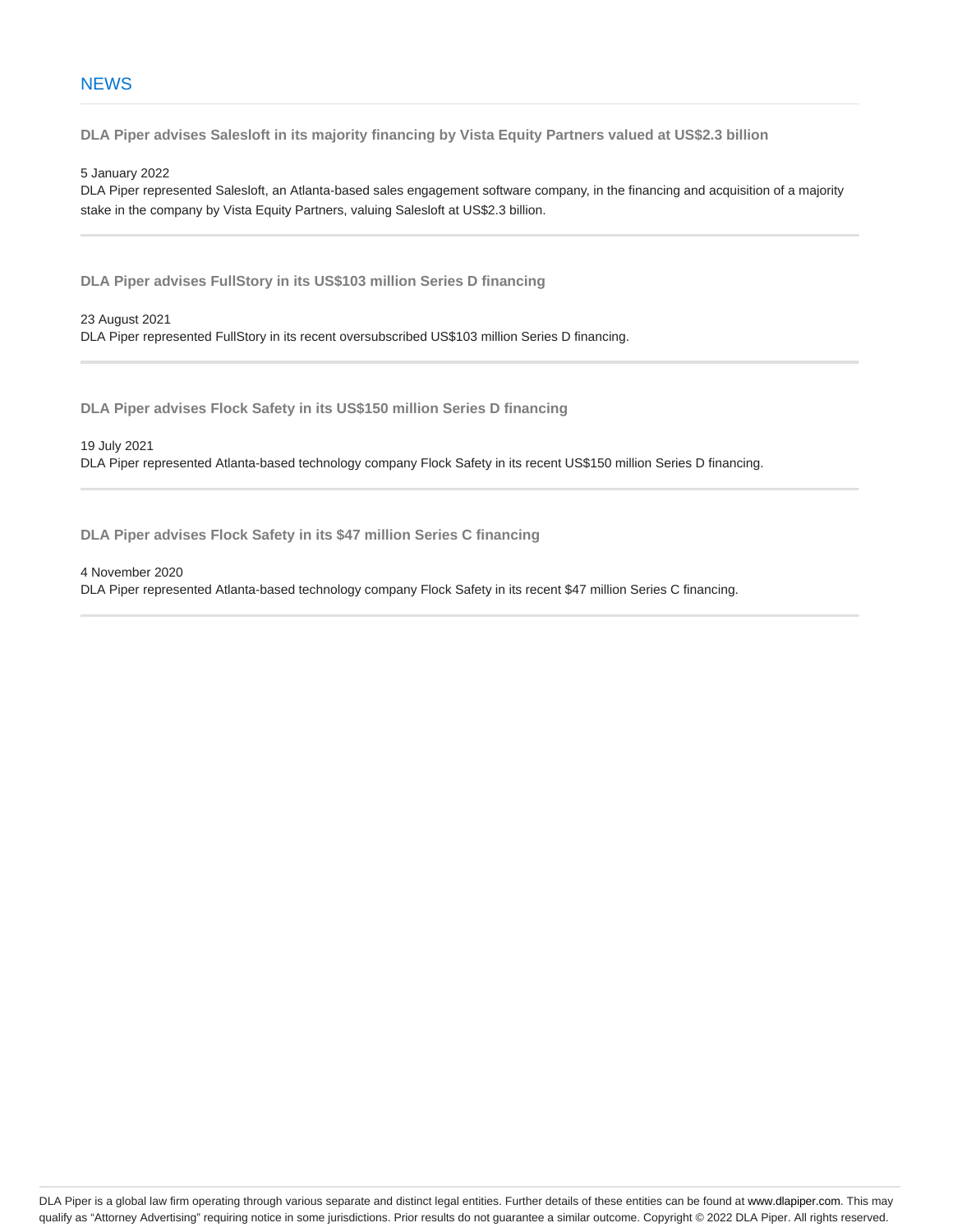## NEWS

**DLA Piper advises Salesloft in its majority financing by Vista Equity Partners valued at US$2.3 billion**

5 January 2022

DLA Piper represented Salesloft, an Atlanta-based sales engagement software company, in the financing and acquisition of a majority stake in the company by Vista Equity Partners, valuing Salesloft at US$2.3 billion.

---

**DLA Piper advises FullStory in its US$103 million Series D financing**

23 August 2021

DLA Piper represented FullStory in its recent oversubscribed US$103 million Series D financing.

---

**DLA Piper advises Flock Safety in its US$150 million Series D financing**

19 July 2021

DLA Piper represented Atlanta-based technology company Flock Safety in its recent US$150 million Series D financing.

---

**DLA Piper advises Flock Safety in its $47 million Series C financing**

4 November 2020

DLA Piper represented Atlanta-based technology company Flock Safety in its recent $47 million Series C financing.

---

DLA Piper is a global law firm operating through various separate and distinct legal entities. Further details of these entities can be found at www.dlapiper.com. This may qualify as "Attorney Advertising" requiring notice in some jurisdictions. Prior results do not guarantee a similar outcome. Copyright © 2022 DLA Piper. All rights reserved.